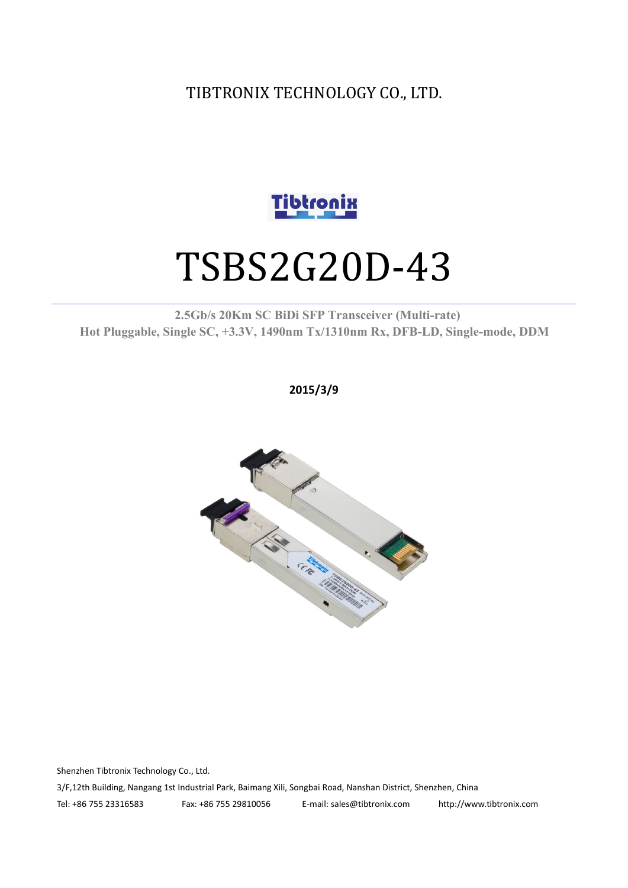TIBTRONIX TECHNOLOGY CO., LTD.

# TSBS2G20D-43

**2.5Gb/s 20Km SC BiDi SFP Transceiver (Multi-rate)**
**Hot Pluggable, Single SC, +3.3V, 1490nm Tx/1310nm Rx, DFB-LD, Single-mode, DDM**

**2015/3/9**

Shenzhen Tibtronix Technology Co., Ltd.

3/F,12th Building, Nangang 1st Industrial Park, Baimang Xili, Songbai Road, Nanshan District, Shenzhen, China

Tel: +86 755 23316583 Fax: +86 755 29810056 E-mail: sales@tibtronix.com http://www.tibtronix.com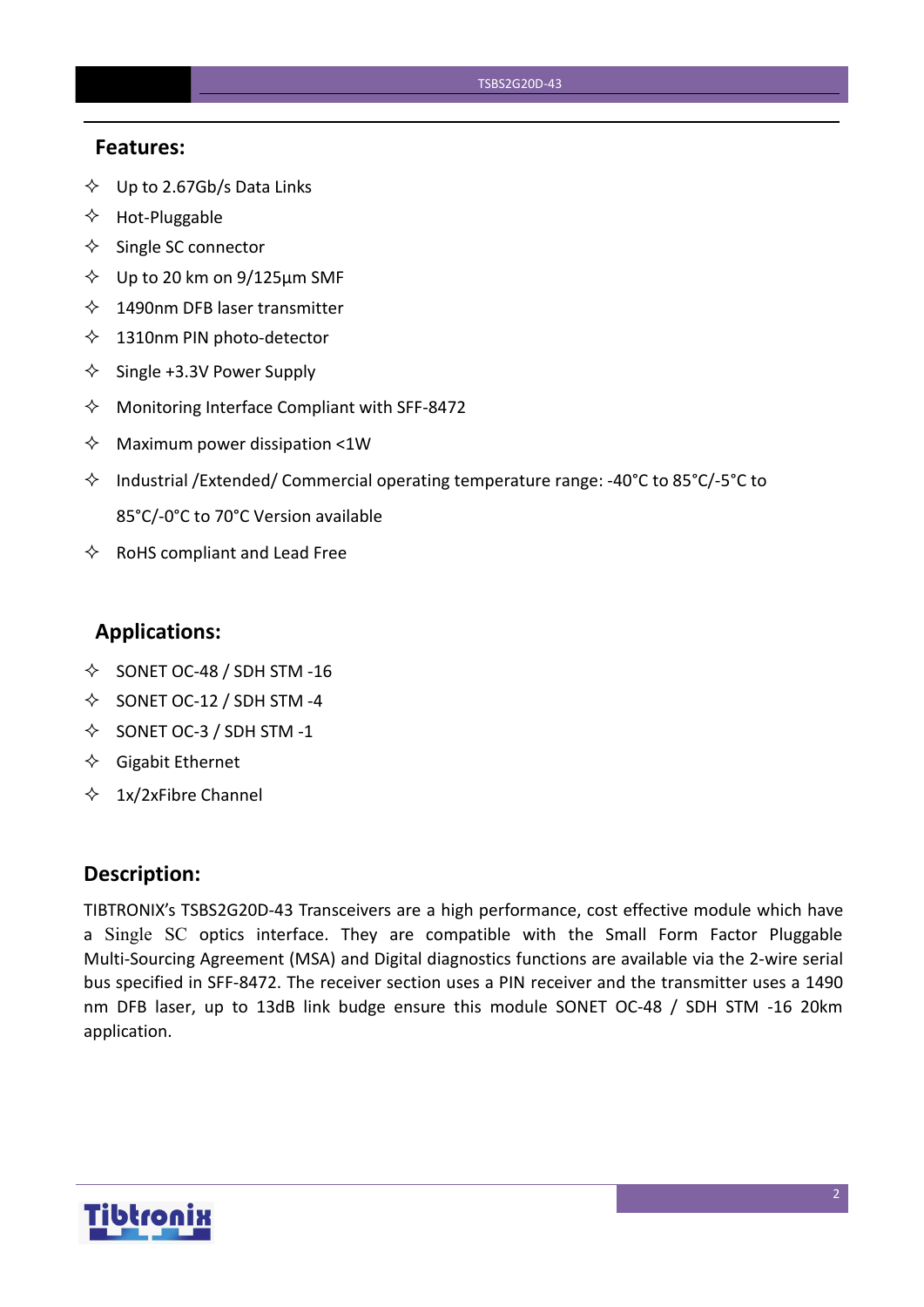## Features:

- Up to 2.67Gb/s Data Links
- Hot-Pluggable
- Single SC connector
- Up to 20 km on 9/125µm SMF
- 1490nm DFB laser transmitter
- 1310nm PIN photo-detector
- Single +3.3V Power Supply
- Monitoring Interface Compliant with SFF-8472
- Maximum power dissipation <1W
- Industrial /Extended/ Commercial operating temperature range: -40°C to 85°C/-5°C to 85°C/-0°C to 70°C Version available
- RoHS compliant and Lead Free

## Applications:

- SONET OC-48 / SDH STM -16
- SONET OC-12 / SDH STM -4
- SONET OC-3 / SDH STM -1
- Gigabit Ethernet
- 1x/2xFibre Channel

## Description:

TIBTRONIX's TSBS2G20D-43 Transceivers are a high performance, cost effective module which have a Single SC optics interface. They are compatible with the Small Form Factor Pluggable Multi-Sourcing Agreement (MSA) and Digital diagnostics functions are available via the 2-wire serial bus specified in SFF-8472. The receiver section uses a PIN receiver and the transmitter uses a 1490 nm DFB laser, up to 13dB link budge ensure this module SONET OC-48 / SDH STM -16 20km application.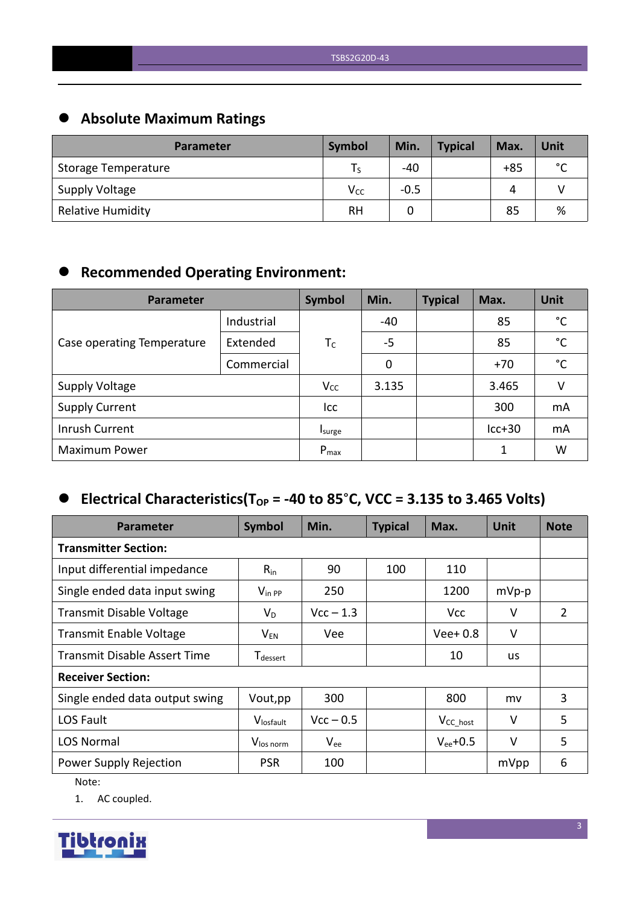## Absolute Maximum Ratings

| Parameter | Symbol | Min. | Typical | Max. | Unit |
|---|---|---|---|---|---|
| Storage Temperature | $T_S$ | -40 | | +85 | °C |
| Supply Voltage | $V_{CC}$ | -0.5 | | 4 | V |
| Relative Humidity | RH | 0 | | 85 | % |

## Recommended Operating Environment:

| Parameter | | Symbol | Min. | Typical | Max. | Unit |
|---|---|---|---|---|---|---|
| Case operating Temperature | Industrial | $T_C$ | -40 | | 85 | °C |
| | Extended | | -5 | | 85 | °C |
| | Commercial | | 0 | | +70 | °C |
| Supply Voltage | | $V_{CC}$ | 3.135 | | 3.465 | V |
| Supply Current | | Icc | | | 300 | mA |
| Inrush Current | | $I_{surge}$ | | | Icc+30 | mA |
| Maximum Power | | $P_{max}$ | | | 1 | W |

## Electrical Characteristics($T_{OP}$ = -40 to 85°C, VCC = 3.135 to 3.465 Volts)

| Parameter | Symbol | Min. | Typical | Max. | Unit | Note |
|---|---|---|---|---|---|---|
| **Transmitter Section:** | | | | | | |
| Input differential impedance | $R_{in}$ | 90 | 100 | 110 | | |
| Single ended data input swing | $V_{in\ PP}$ | 250 | | 1200 | mVp-p | |
| Transmit Disable Voltage | $V_D$ | Vcc – 1.3 | | Vcc | V | 2 |
| Transmit Enable Voltage | $V_{EN}$ | Vee | | Vee+ 0.8 | V | |
| Transmit Disable Assert Time | $T_{dessert}$ | | | 10 | us | |
| **Receiver Section:** | | | | | | |
| Single ended data output swing | Vout,pp | 300 | | 800 | mv | 3 |
| LOS Fault | $V_{losfault}$ | Vcc – 0.5 | | $V_{CC\_host}$ | V | 5 |
| LOS Normal | $V_{los\ norm}$ | $V_{ee}$ | | $V_{ee}$+0.5 | V | 5 |
| Power Supply Rejection | PSR | 100 | | | mVpp | 6 |

Note:

1. AC coupled.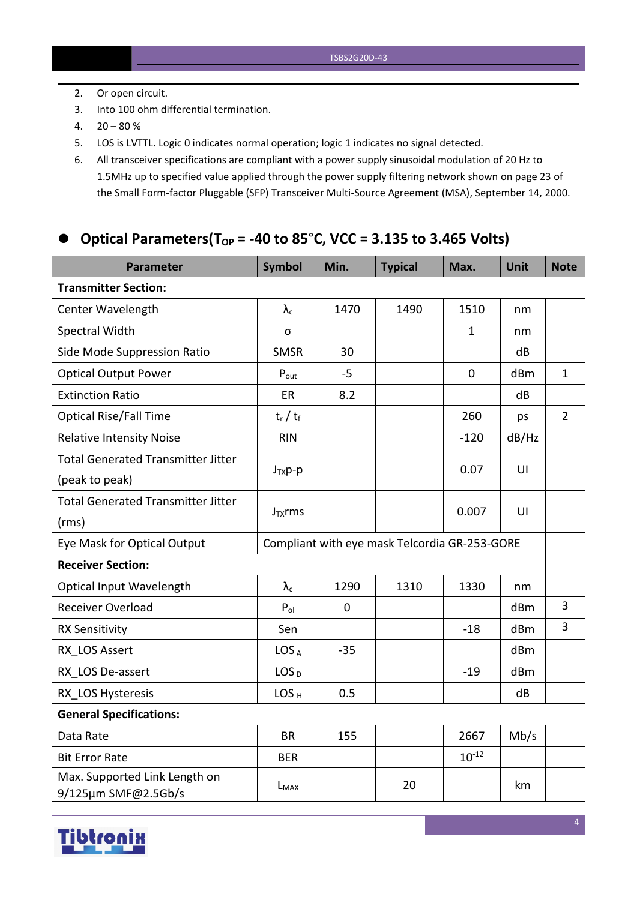2. Or open circuit.
3. Into 100 ohm differential termination.
4. 20 – 80 %
5. LOS is LVTTL. Logic 0 indicates normal operation; logic 1 indicates no signal detected.
6. All transceiver specifications are compliant with a power supply sinusoidal modulation of 20 Hz to 1.5MHz up to specified value applied through the power supply filtering network shown on page 23 of the Small Form-factor Pluggable (SFP) Transceiver Multi-Source Agreement (MSA), September 14, 2000.

## Optical Parameters($T_{OP}$ = -40 to 85°C, VCC = 3.135 to 3.465 Volts)

| Parameter | Symbol | Min. | Typical | Max. | Unit | Note |
|---|---|---|---|---|---|---|
| **Transmitter Section:** | | | | | | |
| Center Wavelength | $\lambda_c$ | 1470 | 1490 | 1510 | nm | |
| Spectral Width | σ | | | 1 | nm | |
| Side Mode Suppression Ratio | SMSR | 30 | | | dB | |
| Optical Output Power | $P_{out}$ | -5 | | 0 | dBm | 1 |
| Extinction Ratio | ER | 8.2 | | | dB | |
| Optical Rise/Fall Time | $t_r$ / $t_f$ | | | 260 | ps | 2 |
| Relative Intensity Noise | RIN | | | -120 | dB/Hz | |
| Total Generated Transmitter Jitter (peak to peak) | $J_{TX}$p-p | | | 0.07 | UI | |
| Total Generated Transmitter Jitter (rms) | $J_{TX}$rms | | | 0.007 | UI | |
| Eye Mask for Optical Output | Compliant with eye mask Telcordia GR-253-GORE | | | | | |
| **Receiver Section:** | | | | | | |
| Optical Input Wavelength | $\lambda_c$ | 1290 | 1310 | 1330 | nm | |
| Receiver Overload | $P_{ol}$ | 0 | | | dBm | 3 |
| RX Sensitivity | Sen | | | -18 | dBm | 3 |
| RX_LOS Assert | $LOS_A$ | -35 | | | dBm | |
| RX_LOS De-assert | $LOS_D$ | | | -19 | dBm | |
| RX_LOS Hysteresis | $LOS_H$ | 0.5 | | | dB | |
| **General Specifications:** | | | | | | |
| Data Rate | BR | 155 | | 2667 | Mb/s | |
| Bit Error Rate | BER | | | $10^{-12}$ | | |
| Max. Supported Link Length on 9/125μm SMF@2.5Gb/s | $L_{MAX}$ | | 20 | | km | |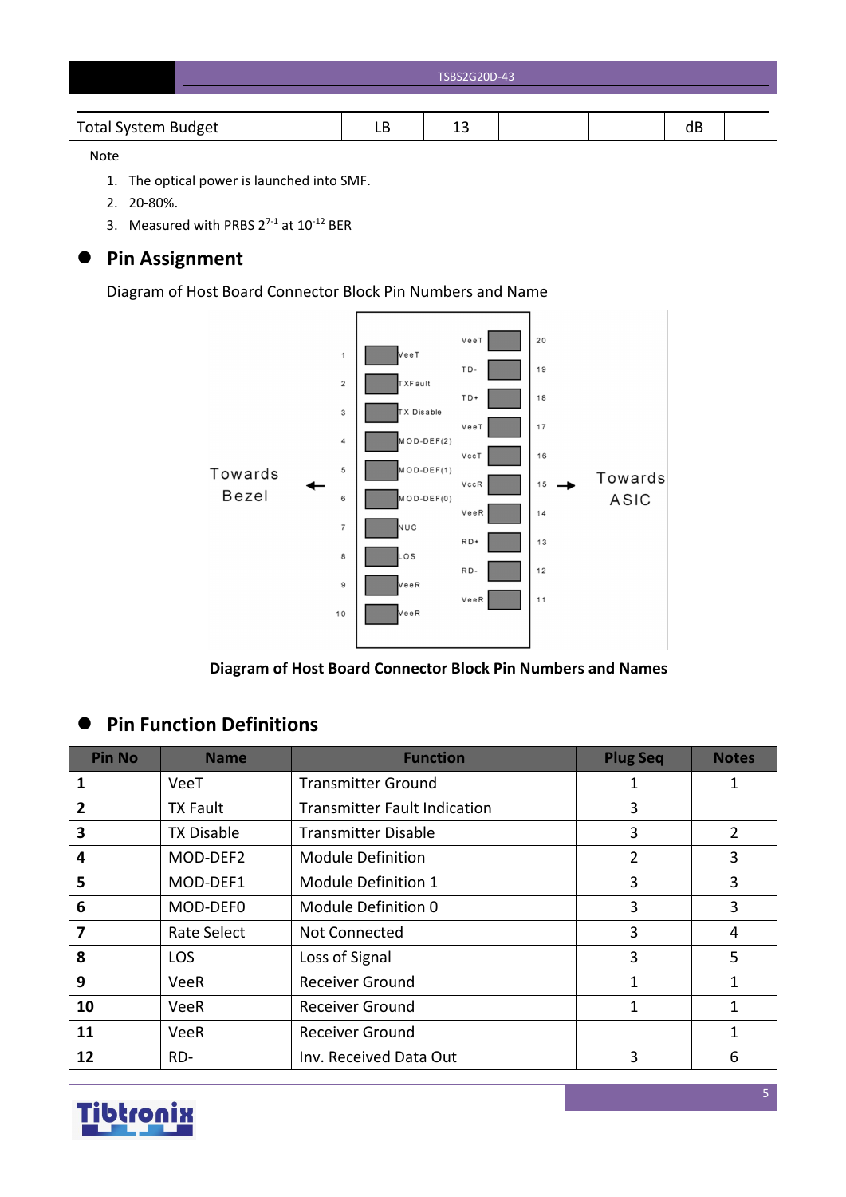| Total System Budget | LB | 13 | | | dB | |
|---|---|---|---|---|---|---|

Note

1. The optical power is launched into SMF.
2. 20-80%.
3. Measured with PRBS $2^{7-1}$ at $10^{-12}$ BER

## Pin Assignment

Diagram of Host Board Connector Block Pin Numbers and Name

Diagram of Host Board Connector Block Pin Numbers and Names

## Pin Function Definitions

| Pin No | Name | Function | Plug Seq | Notes |
|---|---|---|---|---|
| **1** | VeeT | Transmitter Ground | 1 | 1 |
| **2** | TX Fault | Transmitter Fault Indication | 3 | |
| **3** | TX Disable | Transmitter Disable | 3 | 2 |
| **4** | MOD-DEF2 | Module Definition | 2 | 3 |
| **5** | MOD-DEF1 | Module Definition 1 | 3 | 3 |
| **6** | MOD-DEF0 | Module Definition 0 | 3 | 3 |
| **7** | Rate Select | Not Connected | 3 | 4 |
| **8** | LOS | Loss of Signal | 3 | 5 |
| **9** | VeeR | Receiver Ground | 1 | 1 |
| **10** | VeeR | Receiver Ground | 1 | 1 |
| **11** | VeeR | Receiver Ground | | 1 |
| **12** | RD- | Inv. Received Data Out | 3 | 6 |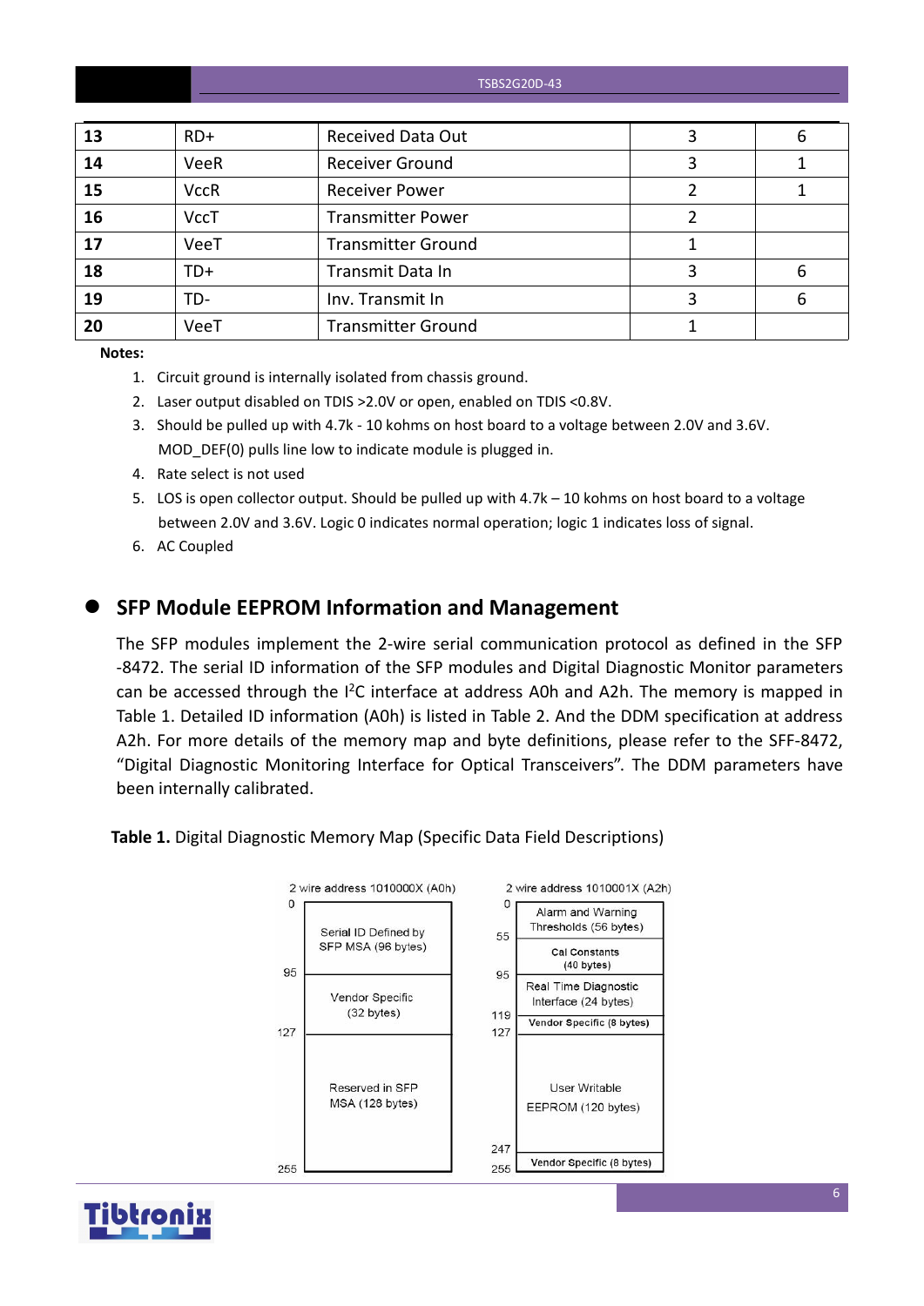| 13 | RD+ | Received Data Out | 3 | 6 |
|---|---|---|---|---|
| 14 | VeeR | Receiver Ground | 3 | 1 |
| 15 | VccR | Receiver Power | 2 | 1 |
| 16 | VccT | Transmitter Power | 2 | |
| 17 | VeeT | Transmitter Ground | 1 | |
| 18 | TD+ | Transmit Data In | 3 | 6 |
| 19 | TD- | Inv. Transmit In | 3 | 6 |
| 20 | VeeT | Transmitter Ground | 1 | |

**Notes:**

1. Circuit ground is internally isolated from chassis ground.
2. Laser output disabled on TDIS >2.0V or open, enabled on TDIS <0.8V.
3. Should be pulled up with 4.7k - 10 kohms on host board to a voltage between 2.0V and 3.6V. MOD_DEF(0) pulls line low to indicate module is plugged in.
4. Rate select is not used
5. LOS is open collector output. Should be pulled up with 4.7k – 10 kohms on host board to a voltage between 2.0V and 3.6V. Logic 0 indicates normal operation; logic 1 indicates loss of signal.
6. AC Coupled

## SFP Module EEPROM Information and Management

The SFP modules implement the 2-wire serial communication protocol as defined in the SFP -8472. The serial ID information of the SFP modules and Digital Diagnostic Monitor parameters can be accessed through the I[2]C interface at address A0h and A2h. The memory is mapped in Table 1. Detailed ID information (A0h) is listed in Table 2. And the DDM specification at address A2h. For more details of the memory map and byte definitions, please refer to the SFF-8472, "Digital Diagnostic Monitoring Interface for Optical Transceivers". The DDM parameters have been internally calibrated.

**Table 1.** Digital Diagnostic Memory Map (Specific Data Field Descriptions)

| 2 wire address 1010000X (A0h) | | 2 wire address 1010001X (A2h) | |
|---|---|---|---|
| 0–95 | Serial ID Defined by SFP MSA (96 bytes) | 0–55 | Alarm and Warning Thresholds (56 bytes) |
| 95–127 | Vendor Specific (32 bytes) | 55–95 | Cal Constants (40 bytes) |
| 127–255 | Reserved in SFP MSA (128 bytes) | 95–119 | Real Time Diagnostic Interface (24 bytes) |
| | | 119–127 | Vendor Specific (8 bytes) |
| | | 127–247 | User Writable EEPROM (120 bytes) |
| | | 247–255 | Vendor Specific (8 bytes) |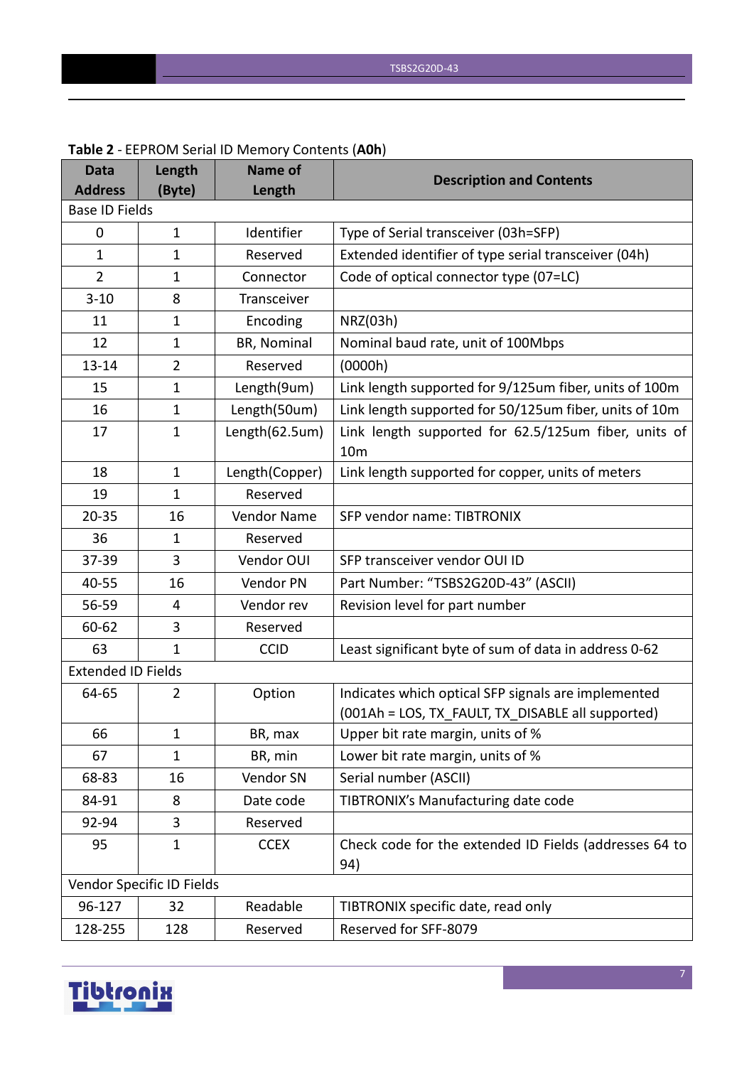**Table 2** - EEPROM Serial ID Memory Contents (**A0h**)

| Data Address | Length (Byte) | Name of Length | Description and Contents |
|---|---|---|---|
| Base ID Fields | | | |
| 0 | 1 | Identifier | Type of Serial transceiver (03h=SFP) |
| 1 | 1 | Reserved | Extended identifier of type serial transceiver (04h) |
| 2 | 1 | Connector | Code of optical connector type (07=LC) |
| 3-10 | 8 | Transceiver | |
| 11 | 1 | Encoding | NRZ(03h) |
| 12 | 1 | BR, Nominal | Nominal baud rate, unit of 100Mbps |
| 13-14 | 2 | Reserved | (0000h) |
| 15 | 1 | Length(9um) | Link length supported for 9/125um fiber, units of 100m |
| 16 | 1 | Length(50um) | Link length supported for 50/125um fiber, units of 10m |
| 17 | 1 | Length(62.5um) | Link length supported for 62.5/125um fiber, units of 10m |
| 18 | 1 | Length(Copper) | Link length supported for copper, units of meters |
| 19 | 1 | Reserved | |
| 20-35 | 16 | Vendor Name | SFP vendor name: TIBTRONIX |
| 36 | 1 | Reserved | |
| 37-39 | 3 | Vendor OUI | SFP transceiver vendor OUI ID |
| 40-55 | 16 | Vendor PN | Part Number: "TSBS2G20D-43" (ASCII) |
| 56-59 | 4 | Vendor rev | Revision level for part number |
| 60-62 | 3 | Reserved | |
| 63 | 1 | CCID | Least significant byte of sum of data in address 0-62 |
| Extended ID Fields | | | |
| 64-65 | 2 | Option | Indicates which optical SFP signals are implemented (001Ah = LOS, TX_FAULT, TX_DISABLE all supported) |
| 66 | 1 | BR, max | Upper bit rate margin, units of % |
| 67 | 1 | BR, min | Lower bit rate margin, units of % |
| 68-83 | 16 | Vendor SN | Serial number (ASCII) |
| 84-91 | 8 | Date code | TIBTRONIX's Manufacturing date code |
| 92-94 | 3 | Reserved | |
| 95 | 1 | CCEX | Check code for the extended ID Fields (addresses 64 to 94) |
| Vendor Specific ID Fields | | | |
| 96-127 | 32 | Readable | TIBTRONIX specific date, read only |
| 128-255 | 128 | Reserved | Reserved for SFF-8079 |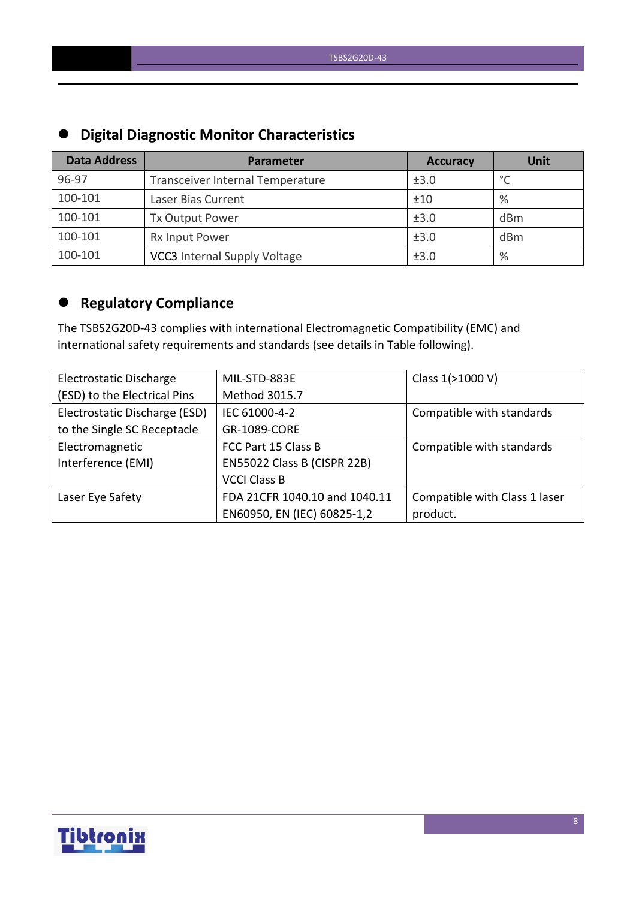## Digital Diagnostic Monitor Characteristics

| Data Address | Parameter | Accuracy | Unit |
|---|---|---|---|
| 96-97 | Transceiver Internal Temperature | ±3.0 | °C |
| 100-101 | Laser Bias Current | ±10 | % |
| 100-101 | Tx Output Power | ±3.0 | dBm |
| 100-101 | Rx Input Power | ±3.0 | dBm |
| 100-101 | VCC3 Internal Supply Voltage | ±3.0 | % |

## Regulatory Compliance

The TSBS2G20D-43 complies with international Electromagnetic Compatibility (EMC) and international safety requirements and standards (see details in Table following).

| | | |
|---|---|---|
| Electrostatic Discharge (ESD) to the Electrical Pins | MIL-STD-883E Method 3015.7 | Class 1(>1000 V) |
| Electrostatic Discharge (ESD) to the Single SC Receptacle | IEC 61000-4-2 GR-1089-CORE | Compatible with standards |
| Electromagnetic Interference (EMI) | FCC Part 15 Class B EN55022 Class B (CISPR 22B) VCCI Class B | Compatible with standards |
| Laser Eye Safety | FDA 21CFR 1040.10 and 1040.11 EN60950, EN (IEC) 60825-1,2 | Compatible with Class 1 laser product. |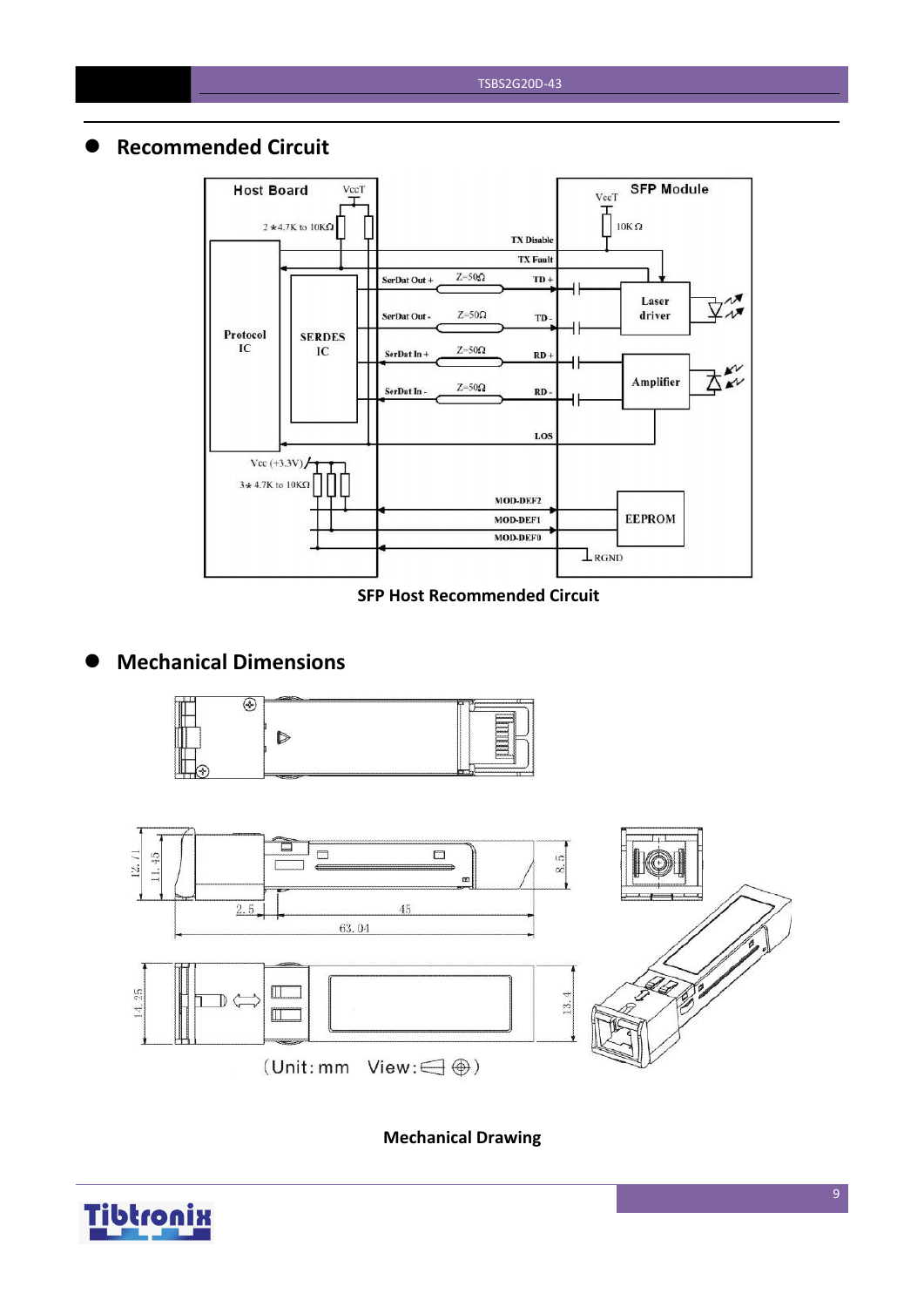## Recommended Circuit

SFP Host Recommended Circuit

## Mechanical Dimensions

Mechanical Drawing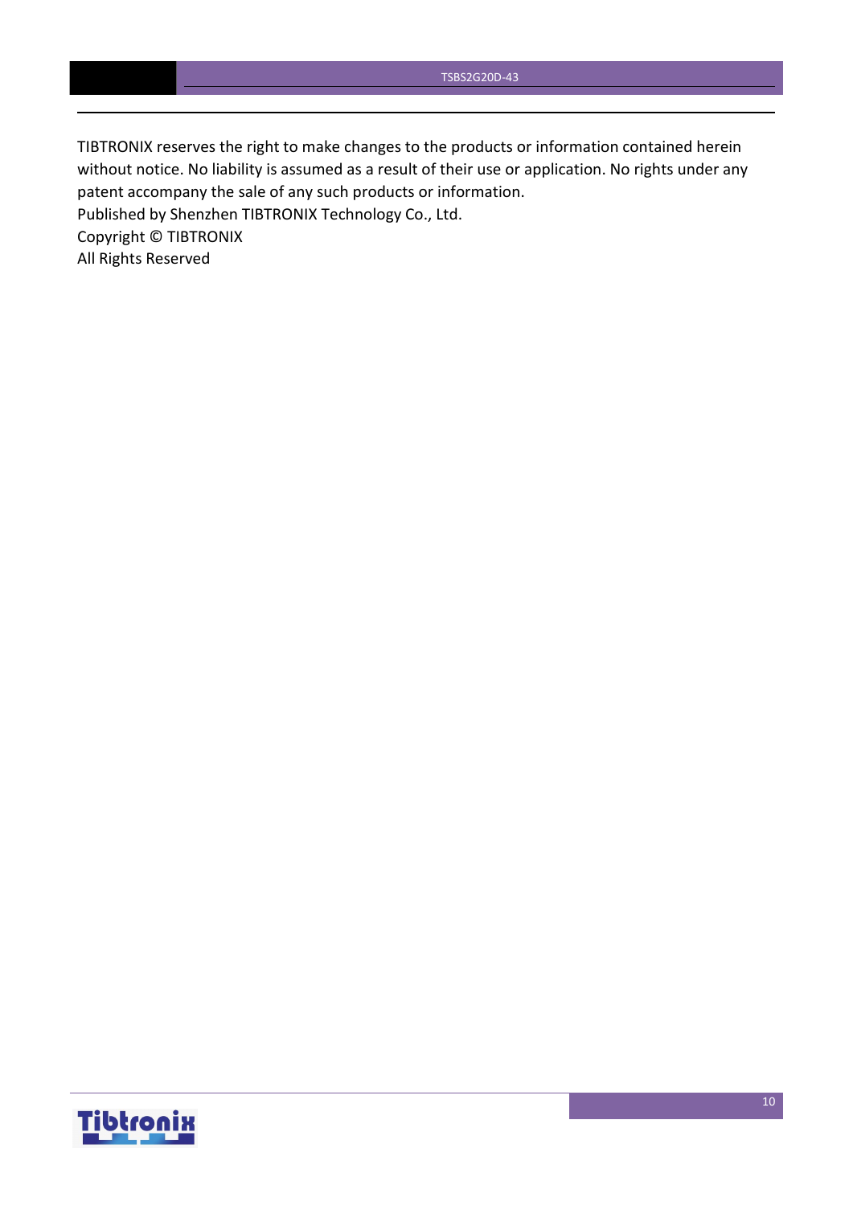TIBTRONIX reserves the right to make changes to the products or information contained herein without notice. No liability is assumed as a result of their use or application. No rights under any patent accompany the sale of any such products or information.

Published by Shenzhen TIBTRONIX Technology Co., Ltd.

Copyright © TIBTRONIX

All Rights Reserved